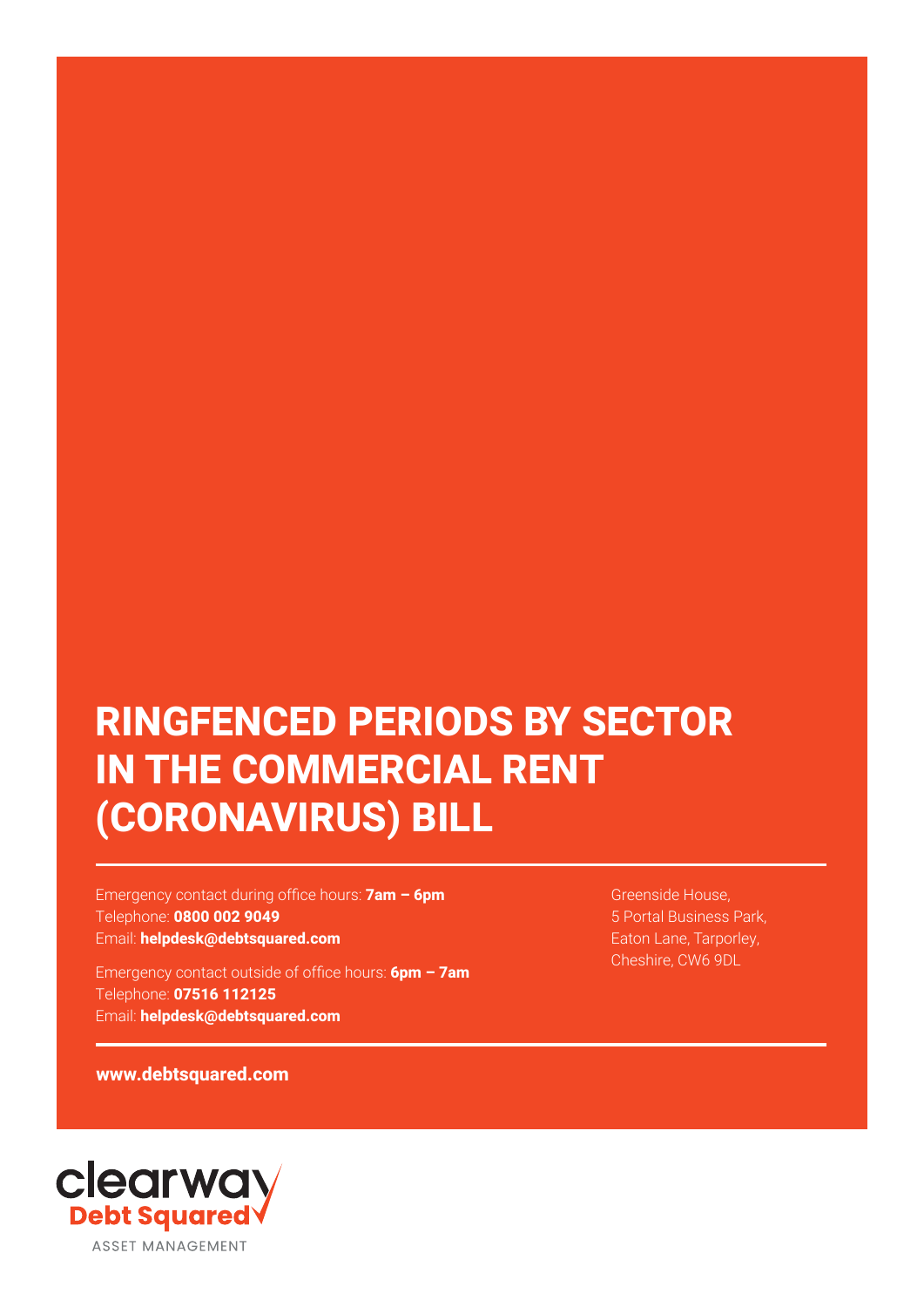# RINGFENCED PERIODS BY SECTOR IN THE COMMERCIAL RENT (CORONAVIRUS) BILL

Emergency contact during office hours: **7am – 6pm**
Telephone: **0800 002 9049**
Email: **helpdesk@debtsquared.com**

Emergency contact outside of office hours: **6pm – 7am**
Telephone: **07516 112125**
Email: **helpdesk@debtsquared.com**

Greenside House,
5 Portal Business Park,
Eaton Lane, Tarporley,
Cheshire, CW6 9DL

**www.debtsquared.com**

clearway
Debt Squared
ASSET MANAGEMENT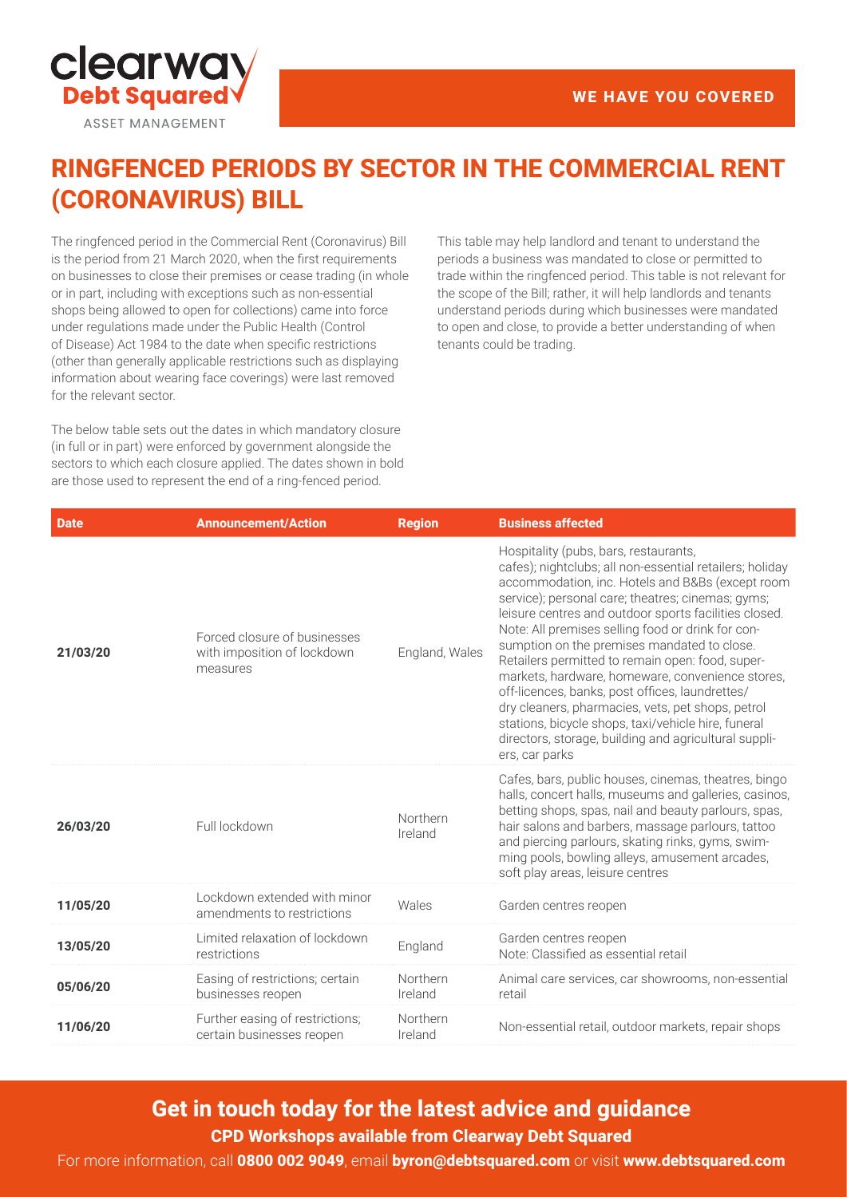# RINGFENCED PERIODS BY SECTOR IN THE COMMERCIAL RENT (CORONAVIRUS) BILL

The ringfenced period in the Commercial Rent (Coronavirus) Bill is the period from 21 March 2020, when the first requirements on businesses to close their premises or cease trading (in whole or in part, including with exceptions such as non-essential shops being allowed to open for collections) came into force under regulations made under the Public Health (Control of Disease) Act 1984 to the date when specific restrictions (other than generally applicable restrictions such as displaying information about wearing face coverings) were last removed for the relevant sector.

The below table sets out the dates in which mandatory closure (in full or in part) were enforced by government alongside the sectors to which each closure applied. The dates shown in bold are those used to represent the end of a ring-fenced period.

This table may help landlord and tenant to understand the periods a business was mandated to close or permitted to trade within the ringfenced period. This table is not relevant for the scope of the Bill; rather, it will help landlords and tenants understand periods during which businesses were mandated to open and close, to provide a better understanding of when tenants could be trading.

| Date | Announcement/Action | Region | Business affected |
|---|---|---|---|
| 21/03/20 | Forced closure of businesses with imposition of lockdown measures | England, Wales | Hospitality (pubs, bars, restaurants, cafes); nightclubs; all non-essential retailers; holiday accommodation, inc. Hotels and B&Bs (except room service); personal care; theatres; cinemas; gyms; leisure centres and outdoor sports facilities closed. Note: All premises selling food or drink for consumption on the premises mandated to close. Retailers permitted to remain open: food, supermarkets, hardware, homeware, convenience stores, off-licences, banks, post offices, laundrettes/ dry cleaners, pharmacies, vets, pet shops, petrol stations, bicycle shops, taxi/vehicle hire, funeral directors, storage, building and agricultural suppliers, car parks |
| 26/03/20 | Full lockdown | Northern Ireland | Cafes, bars, public houses, cinemas, theatres, bingo halls, concert halls, museums and galleries, casinos, betting shops, spas, nail and beauty parlours, spas, hair salons and barbers, massage parlours, tattoo and piercing parlours, skating rinks, gyms, swimming pools, bowling alleys, amusement arcades, soft play areas, leisure centres |
| 11/05/20 | Lockdown extended with minor amendments to restrictions | Wales | Garden centres reopen |
| 13/05/20 | Limited relaxation of lockdown restrictions | England | Garden centres reopen<br>Note: Classified as essential retail |
| 05/06/20 | Easing of restrictions; certain businesses reopen | Northern Ireland | Animal care services, car showrooms, non-essential retail |
| 11/06/20 | Further easing of restrictions; certain businesses reopen | Northern Ireland | Non-essential retail, outdoor markets, repair shops |

## Get in touch today for the latest advice and guidance

**CPD Workshops available from Clearway Debt Squared**

For more information, call **0800 002 9049**, email **byron@debtsquared.com** or visit **www.debtsquared.com**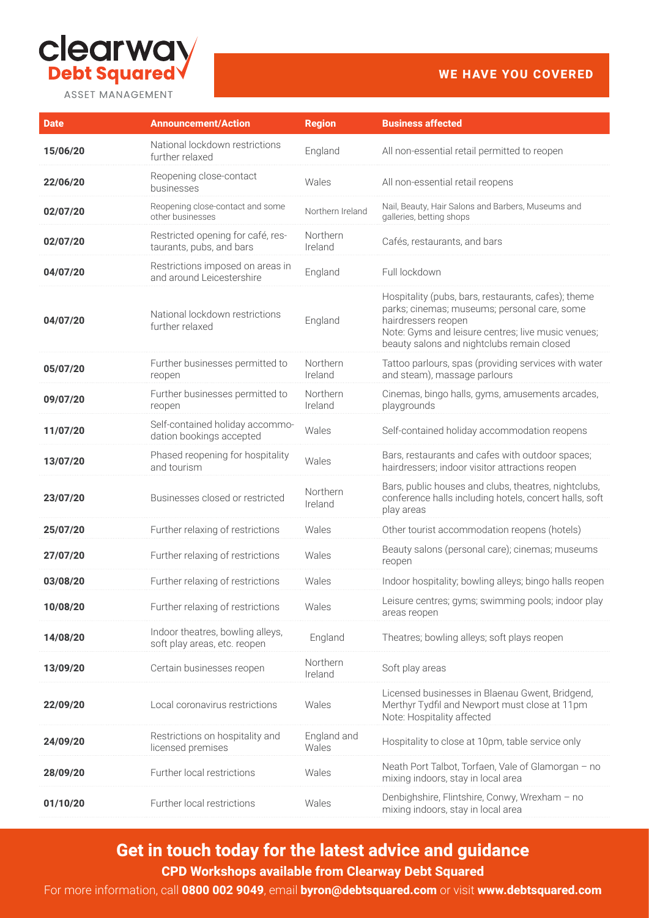clearway
**Debt Squared**
ASSET MANAGEMENT

**WE HAVE YOU COVERED**

| Date | Announcement/Action | Region | Business affected |
|---|---|---|---|
| **15/06/20** | National lockdown restrictions further relaxed | England | All non-essential retail permitted to reopen |
| **22/06/20** | Reopening close-contact businesses | Wales | All non-essential retail reopens |
| **02/07/20** | Reopening close-contact and some other businesses | Northern Ireland | Nail, Beauty, Hair Salons and Barbers, Museums and galleries, betting shops |
| **02/07/20** | Restricted opening for café, restaurants, pubs, and bars | Northern Ireland | Cafés, restaurants, and bars |
| **04/07/20** | Restrictions imposed on areas in and around Leicestershire | England | Full lockdown |
| **04/07/20** | National lockdown restrictions further relaxed | England | Hospitality (pubs, bars, restaurants, cafes); theme parks; cinemas; museums; personal care, some hairdressers reopen<br>Note: Gyms and leisure centres; live music venues; beauty salons and nightclubs remain closed |
| **05/07/20** | Further businesses permitted to reopen | Northern Ireland | Tattoo parlours, spas (providing services with water and steam), massage parlours |
| **09/07/20** | Further businesses permitted to reopen | Northern Ireland | Cinemas, bingo halls, gyms, amusements arcades, playgrounds |
| **11/07/20** | Self-contained holiday accommodation bookings accepted | Wales | Self-contained holiday accommodation reopens |
| **13/07/20** | Phased reopening for hospitality and tourism | Wales | Bars, restaurants and cafes with outdoor spaces; hairdressers; indoor visitor attractions reopen |
| **23/07/20** | Businesses closed or restricted | Northern Ireland | Bars, public houses and clubs, theatres, nightclubs, conference halls including hotels, concert halls, soft play areas |
| **25/07/20** | Further relaxing of restrictions | Wales | Other tourist accommodation reopens (hotels) |
| **27/07/20** | Further relaxing of restrictions | Wales | Beauty salons (personal care); cinemas; museums reopen |
| **03/08/20** | Further relaxing of restrictions | Wales | Indoor hospitality; bowling alleys; bingo halls reopen |
| **10/08/20** | Further relaxing of restrictions | Wales | Leisure centres; gyms; swimming pools; indoor play areas reopen |
| **14/08/20** | Indoor theatres, bowling alleys, soft play areas, etc. reopen | England | Theatres; bowling alleys; soft plays reopen |
| **13/09/20** | Certain businesses reopen | Northern Ireland | Soft play areas |
| **22/09/20** | Local coronavirus restrictions | Wales | Licensed businesses in Blaenau Gwent, Bridgend, Merthyr Tydfil and Newport must close at 11pm<br>Note: Hospitality affected |
| **24/09/20** | Restrictions on hospitality and licensed premises | England and Wales | Hospitality to close at 10pm, table service only |
| **28/09/20** | Further local restrictions | Wales | Neath Port Talbot, Torfaen, Vale of Glamorgan – no mixing indoors, stay in local area |
| **01/10/20** | Further local restrictions | Wales | Denbighshire, Flintshire, Conwy, Wrexham – no mixing indoors, stay in local area |

## Get in touch today for the latest advice and guidance

**CPD Workshops available from Clearway Debt Squared**

For more information, call **0800 002 9049**, email **byron@debtsquared.com** or visit **www.debtsquared.com**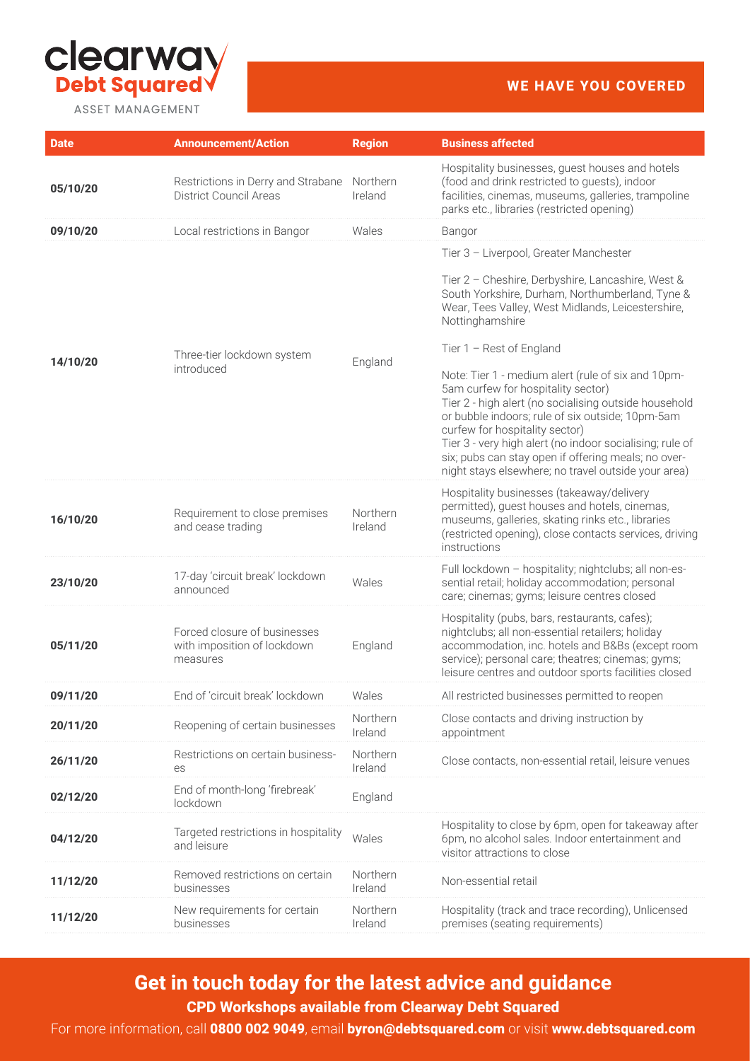**clearway Debt Squared** ASSET MANAGEMENT

**WE HAVE YOU COVERED**

| Date | Announcement/Action | Region | Business affected |
|---|---|---|---|
| **05/10/20** | Restrictions in Derry and Strabane District Council Areas | Northern Ireland | Hospitality businesses, guest houses and hotels (food and drink restricted to guests), indoor facilities, cinemas, museums, galleries, trampoline parks etc., libraries (restricted opening) |
| **09/10/20** | Local restrictions in Bangor | Wales | Bangor |
| **14/10/20** | Three-tier lockdown system introduced | England | Tier 3 – Liverpool, Greater Manchester<br><br>Tier 2 – Cheshire, Derbyshire, Lancashire, West & South Yorkshire, Durham, Northumberland, Tyne & Wear, Tees Valley, West Midlands, Leicestershire, Nottinghamshire<br><br>Tier 1 – Rest of England<br><br>Note: Tier 1 - medium alert (rule of six and 10pm-5am curfew for hospitality sector)<br>Tier 2 - high alert (no socialising outside household or bubble indoors; rule of six outside; 10pm-5am curfew for hospitality sector)<br>Tier 3 - very high alert (no indoor socialising; rule of six; pubs can stay open if offering meals; no over-night stays elsewhere; no travel outside your area) |
| **16/10/20** | Requirement to close premises and cease trading | Northern Ireland | Hospitality businesses (takeaway/delivery permitted), guest houses and hotels, cinemas, museums, galleries, skating rinks etc., libraries (restricted opening), close contacts services, driving instructions |
| **23/10/20** | 17-day 'circuit break' lockdown announced | Wales | Full lockdown – hospitality; nightclubs; all non-essential retail; holiday accommodation; personal care; cinemas; gyms; leisure centres closed |
| **05/11/20** | Forced closure of businesses with imposition of lockdown measures | England | Hospitality (pubs, bars, restaurants, cafes); nightclubs; all non-essential retailers; holiday accommodation, inc. hotels and B&Bs (except room service); personal care; theatres; cinemas; gyms; leisure centres and outdoor sports facilities closed |
| **09/11/20** | End of 'circuit break' lockdown | Wales | All restricted businesses permitted to reopen |
| **20/11/20** | Reopening of certain businesses | Northern Ireland | Close contacts and driving instruction by appointment |
| **26/11/20** | Restrictions on certain businesses | Northern Ireland | Close contacts, non-essential retail, leisure venues |
| **02/12/20** | End of month-long 'firebreak' lockdown | England | |
| **04/12/20** | Targeted restrictions in hospitality and leisure | Wales | Hospitality to close by 6pm, open for takeaway after 6pm, no alcohol sales. Indoor entertainment and visitor attractions to close |
| **11/12/20** | Removed restrictions on certain businesses | Northern Ireland | Non-essential retail |
| **11/12/20** | New requirements for certain businesses | Northern Ireland | Hospitality (track and trace recording), Unlicensed premises (seating requirements) |

## Get in touch today for the latest advice and guidance

**CPD Workshops available from Clearway Debt Squared**

For more information, call **0800 002 9049**, email **byron@debtsquared.com** or visit **www.debtsquared.com**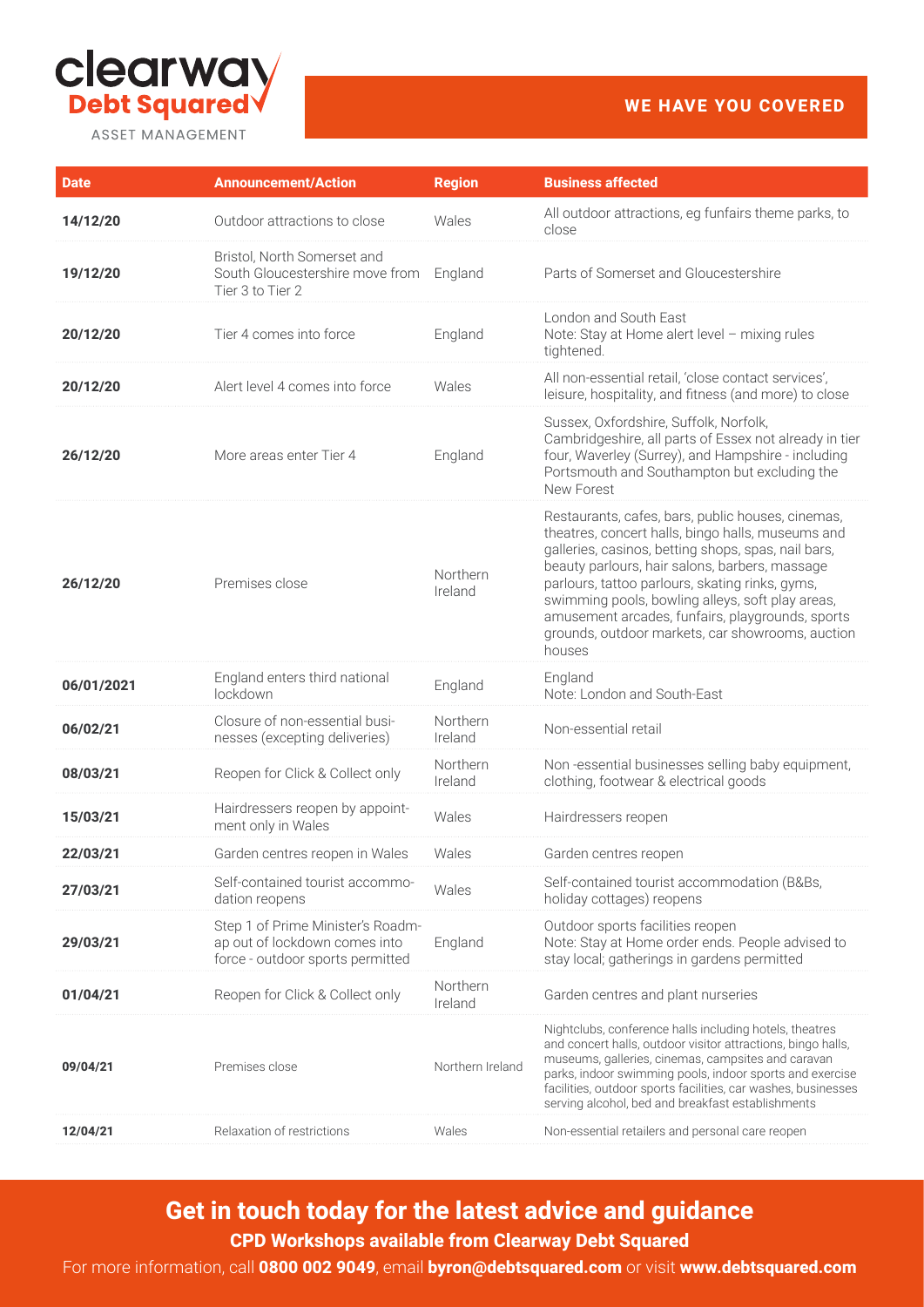**clearway Debt Squared**
ASSET MANAGEMENT

**WE HAVE YOU COVERED**

| Date | Announcement/Action | Region | Business affected |
|---|---|---|---|
| **14/12/20** | Outdoor attractions to close | Wales | All outdoor attractions, eg funfairs theme parks, to close |
| **19/12/20** | Bristol, North Somerset and South Gloucestershire move from Tier 3 to Tier 2 | England | Parts of Somerset and Gloucestershire |
| **20/12/20** | Tier 4 comes into force | England | London and South East<br>Note: Stay at Home alert level – mixing rules tightened. |
| **20/12/20** | Alert level 4 comes into force | Wales | All non-essential retail, 'close contact services', leisure, hospitality, and fitness (and more) to close |
| **26/12/20** | More areas enter Tier 4 | England | Sussex, Oxfordshire, Suffolk, Norfolk, Cambridgeshire, all parts of Essex not already in tier four, Waverley (Surrey), and Hampshire - including Portsmouth and Southampton but excluding the New Forest |
| **26/12/20** | Premises close | Northern Ireland | Restaurants, cafes, bars, public houses, cinemas, theatres, concert halls, bingo halls, museums and galleries, casinos, betting shops, spas, nail bars, beauty parlours, hair salons, barbers, massage parlours, tattoo parlours, skating rinks, gyms, swimming pools, bowling alleys, soft play areas, amusement arcades, funfairs, playgrounds, sports grounds, outdoor markets, car showrooms, auction houses |
| **06/01/2021** | England enters third national lockdown | England | England<br>Note: London and South-East |
| **06/02/21** | Closure of non-essential businesses (excepting deliveries) | Northern Ireland | Non-essential retail |
| **08/03/21** | Reopen for Click & Collect only | Northern Ireland | Non -essential businesses selling baby equipment, clothing, footwear & electrical goods |
| **15/03/21** | Hairdressers reopen by appointment only in Wales | Wales | Hairdressers reopen |
| **22/03/21** | Garden centres reopen in Wales | Wales | Garden centres reopen |
| **27/03/21** | Self-contained tourist accommodation reopens | Wales | Self-contained tourist accommodation (B&Bs, holiday cottages) reopens |
| **29/03/21** | Step 1 of Prime Minister's Roadmap out of lockdown comes into force - outdoor sports permitted | England | Outdoor sports facilities reopen<br>Note: Stay at Home order ends. People advised to stay local; gatherings in gardens permitted |
| **01/04/21** | Reopen for Click & Collect only | Northern Ireland | Garden centres and plant nurseries |
| **09/04/21** | Premises close | Northern Ireland | Nightclubs, conference halls including hotels, theatres and concert halls, outdoor visitor attractions, bingo halls, museums, galleries, cinemas, campsites and caravan parks, indoor swimming pools, indoor sports and exercise facilities, outdoor sports facilities, car washes, businesses serving alcohol, bed and breakfast establishments |
| **12/04/21** | Relaxation of restrictions | Wales | Non-essential retailers and personal care reopen |

## Get in touch today for the latest advice and guidance

**CPD Workshops available from Clearway Debt Squared**

For more information, call **0800 002 9049**, email **byron@debtsquared.com** or visit **www.debtsquared.com**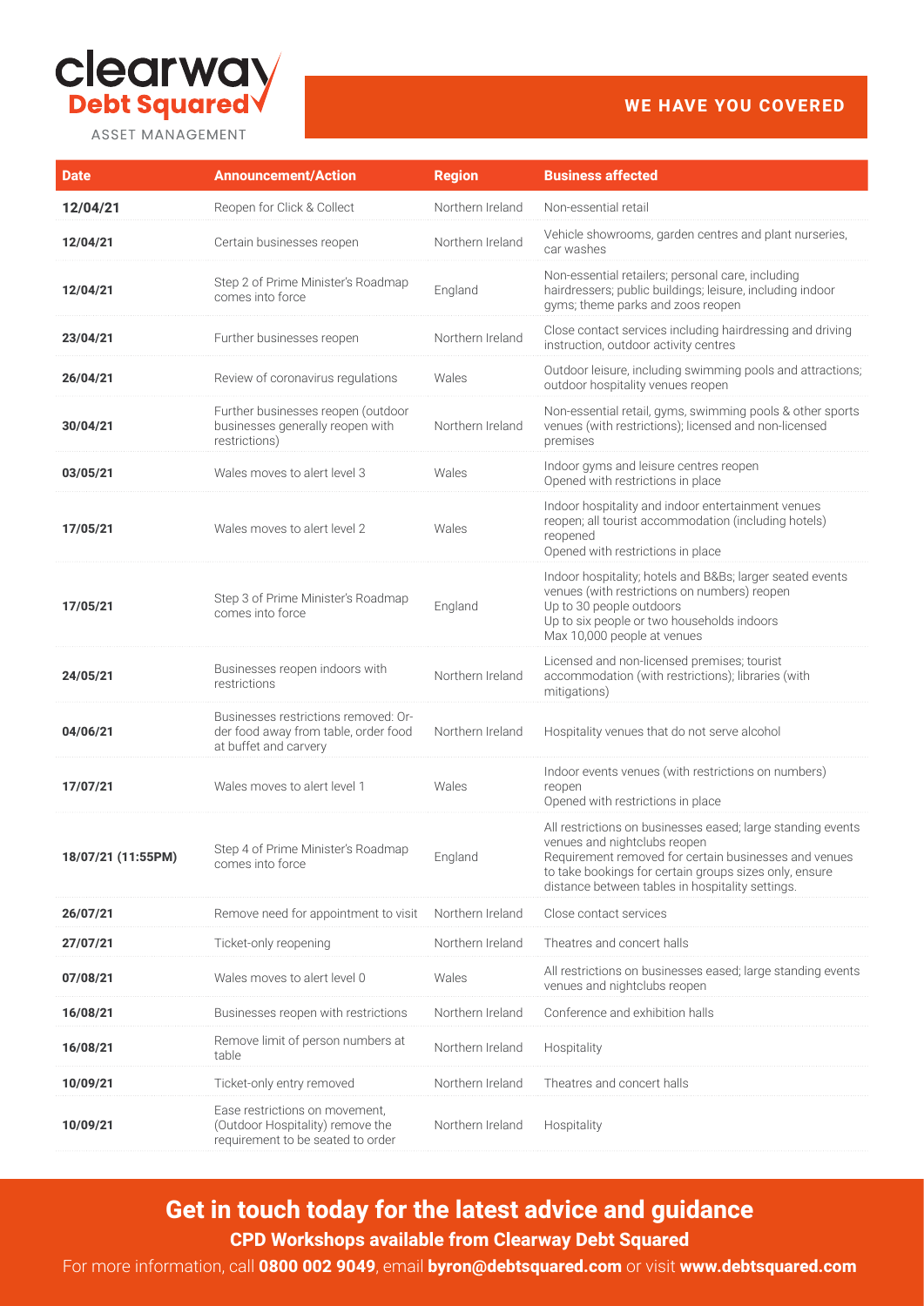**clearway Debt Squared**
ASSET MANAGEMENT

**WE HAVE YOU COVERED**

| Date | Announcement/Action | Region | Business affected |
|---|---|---|---|
| **12/04/21** | Reopen for Click & Collect | Northern Ireland | Non-essential retail |
| **12/04/21** | Certain businesses reopen | Northern Ireland | Vehicle showrooms, garden centres and plant nurseries, car washes |
| **12/04/21** | Step 2 of Prime Minister's Roadmap comes into force | England | Non-essential retailers; personal care, including hairdressers; public buildings; leisure, including indoor gyms; theme parks and zoos reopen |
| **23/04/21** | Further businesses reopen | Northern Ireland | Close contact services including hairdressing and driving instruction, outdoor activity centres |
| **26/04/21** | Review of coronavirus regulations | Wales | Outdoor leisure, including swimming pools and attractions; outdoor hospitality venues reopen |
| **30/04/21** | Further businesses reopen (outdoor businesses generally reopen with restrictions) | Northern Ireland | Non-essential retail, gyms, swimming pools & other sports venues (with restrictions); licensed and non-licensed premises |
| **03/05/21** | Wales moves to alert level 3 | Wales | Indoor gyms and leisure centres reopen<br>Opened with restrictions in place |
| **17/05/21** | Wales moves to alert level 2 | Wales | Indoor hospitality and indoor entertainment venues reopen; all tourist accommodation (including hotels) reopened<br>Opened with restrictions in place |
| **17/05/21** | Step 3 of Prime Minister's Roadmap comes into force | England | Indoor hospitality; hotels and B&Bs; larger seated events venues (with restrictions on numbers) reopen<br>Up to 30 people outdoors<br>Up to six people or two households indoors<br>Max 10,000 people at venues |
| **24/05/21** | Businesses reopen indoors with restrictions | Northern Ireland | Licensed and non-licensed premises; tourist accommodation (with restrictions); libraries (with mitigations) |
| **04/06/21** | Businesses restrictions removed: Order food away from table, order food at buffet and carvery | Northern Ireland | Hospitality venues that do not serve alcohol |
| **17/07/21** | Wales moves to alert level 1 | Wales | Indoor events venues (with restrictions on numbers) reopen<br>Opened with restrictions in place |
| **18/07/21 (11:55PM)** | Step 4 of Prime Minister's Roadmap comes into force | England | All restrictions on businesses eased; large standing events venues and nightclubs reopen<br>Requirement removed for certain businesses and venues to take bookings for certain groups sizes only, ensure distance between tables in hospitality settings. |
| **26/07/21** | Remove need for appointment to visit | Northern Ireland | Close contact services |
| **27/07/21** | Ticket-only reopening | Northern Ireland | Theatres and concert halls |
| **07/08/21** | Wales moves to alert level 0 | Wales | All restrictions on businesses eased; large standing events venues and nightclubs reopen |
| **16/08/21** | Businesses reopen with restrictions | Northern Ireland | Conference and exhibition halls |
| **16/08/21** | Remove limit of person numbers at table | Northern Ireland | Hospitality |
| **10/09/21** | Ticket-only entry removed | Northern Ireland | Theatres and concert halls |
| **10/09/21** | Ease restrictions on movement, (Outdoor Hospitality) remove the requirement to be seated to order | Northern Ireland | Hospitality |

## Get in touch today for the latest advice and guidance

**CPD Workshops available from Clearway Debt Squared**

For more information, call **0800 002 9049**, email **byron@debtsquared.com** or visit **www.debtsquared.com**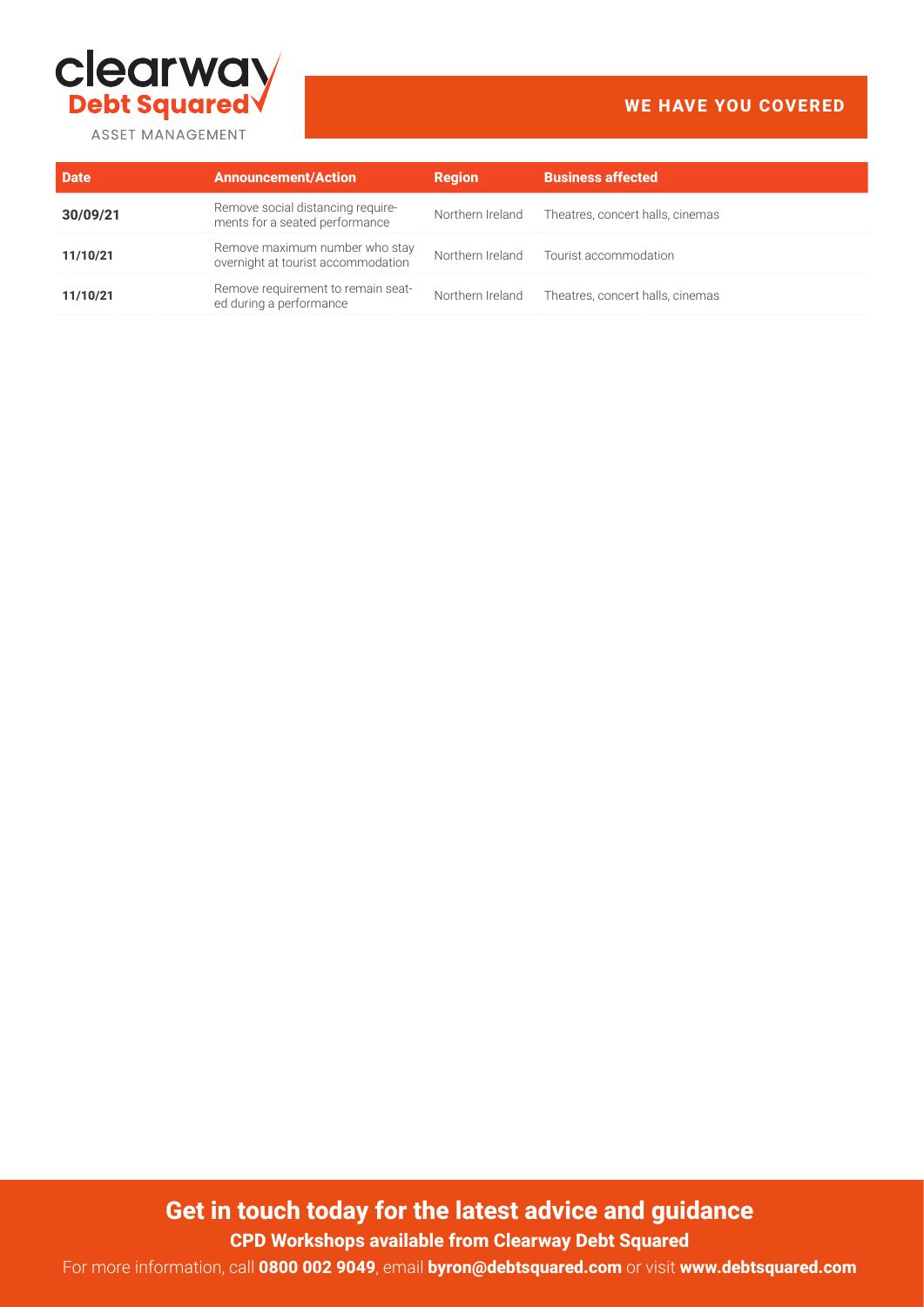| Date | Announcement/Action | Region | Business affected |
|---|---|---|---|
| **30/09/21** | Remove social distancing requirements for a seated performance | Northern Ireland | Theatres, concert halls, cinemas |
| **11/10/21** | Remove maximum number who stay overnight at tourist accommodation | Northern Ireland | Tourist accommodation |
| **11/10/21** | Remove requirement to remain seated during a performance | Northern Ireland | Theatres, concert halls, cinemas |

## Get in touch today for the latest advice and guidance

**CPD Workshops available from Clearway Debt Squared**

For more information, call **0800 002 9049**, email **byron@debtsquared.com** or visit **www.debtsquared.com**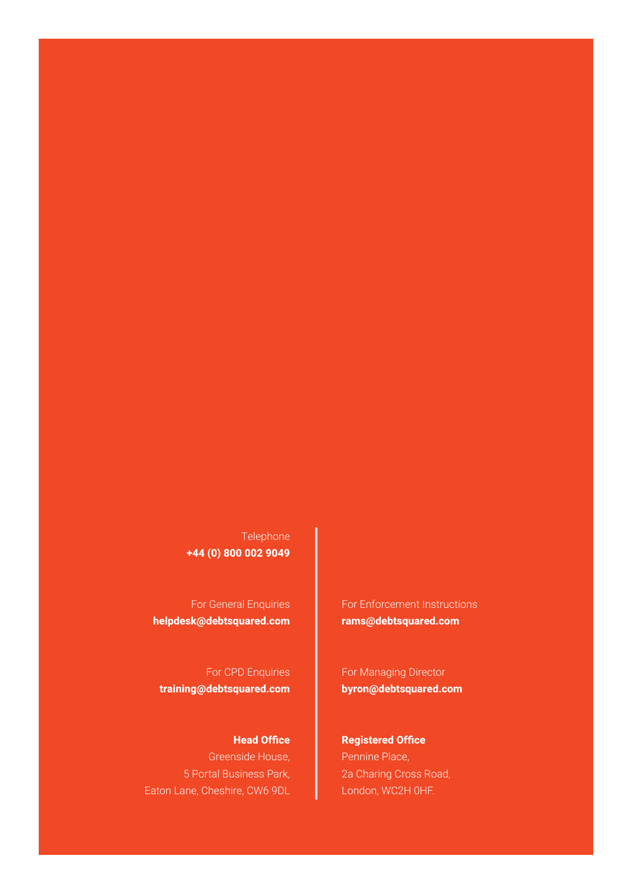Telephone
**+44 (0) 800 002 9049**

For General Enquiries
**helpdesk@debtsquared.com**

For CPD Enquiries
**training@debtsquared.com**

**Head Office**
Greenside House,
5 Portal Business Park,
Eaton Lane, Cheshire, CW6 9DL

For Enforcement Instructions
**rams@debtsquared.com**

For Managing Director
**byron@debtsquared.com**

**Registered Office**
Pennine Place,
2a Charing Cross Road,
London, WC2H 0HF.